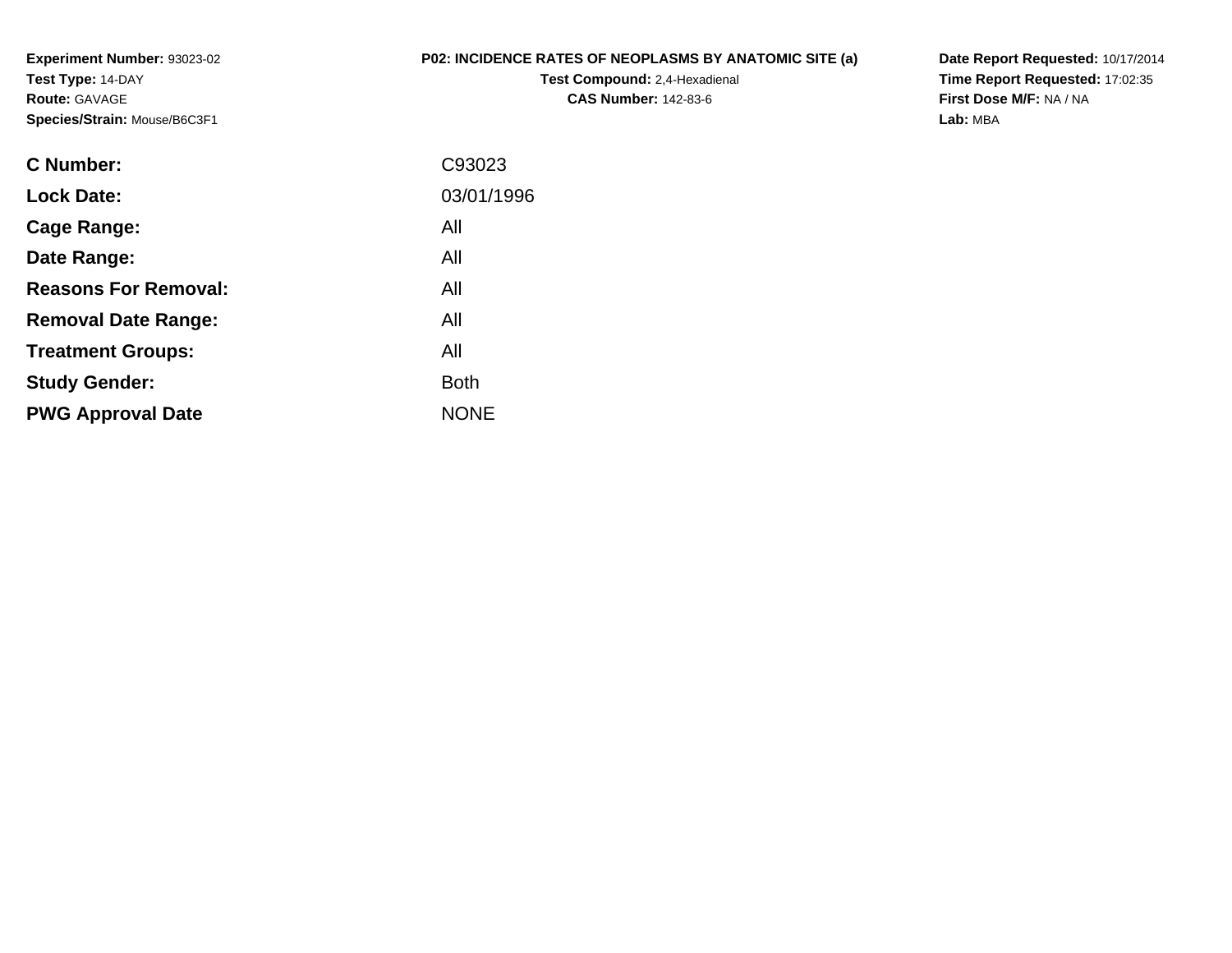**Experiment Number:** 93023-02
**Test Type:** 14-DAY
**Route:** GAVAGE
**Species/Strain:** Mouse/B6C3F1

**P02: INCIDENCE RATES OF NEOPLASMS BY ANATOMIC SITE (a)**
**Test Compound:** 2,4-Hexadienal
**CAS Number:** 142-83-6

**Date Report Requested:** 10/17/2014
**Time Report Requested:** 17:02:35
**First Dose M/F:** NA / NA
**Lab:** MBA

| | |
|---|---|
| **C Number:** | C93023 |
| **Lock Date:** | 03/01/1996 |
| **Cage Range:** | All |
| **Date Range:** | All |
| **Reasons For Removal:** | All |
| **Removal Date Range:** | All |
| **Treatment Groups:** | All |
| **Study Gender:** | Both |
| **PWG Approval Date** | NONE |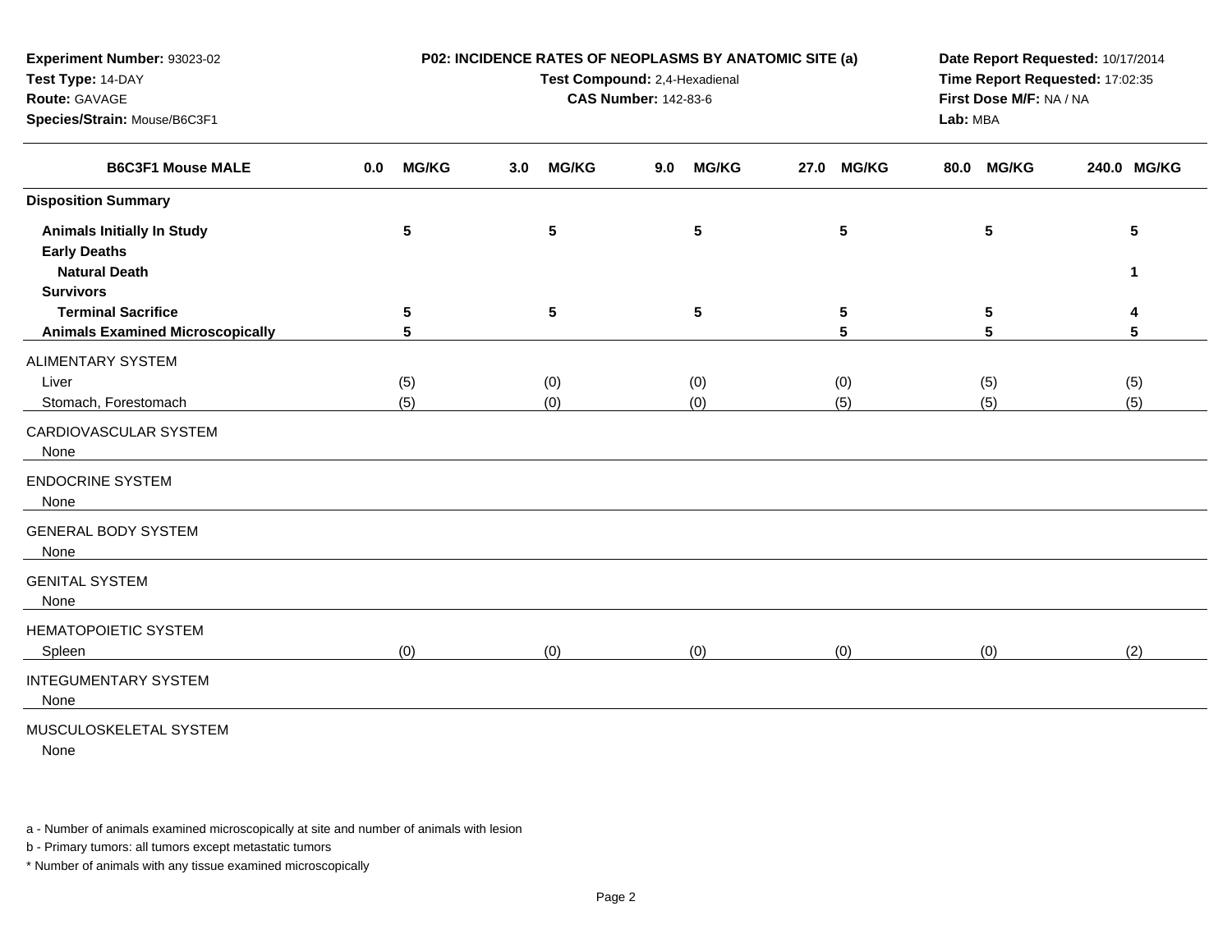**Experiment Number:** 93023-02
**Test Type:** 14-DAY
**Route:** GAVAGE
**Species/Strain:** Mouse/B6C3F1

**P02: INCIDENCE RATES OF NEOPLASMS BY ANATOMIC SITE (a)**
**Test Compound:** 2,4-Hexadienal
**CAS Number:** 142-83-6

**Date Report Requested:** 10/17/2014
**Time Report Requested:** 17:02:35
**First Dose M/F:** NA / NA
**Lab:** MBA

| B6C3F1 Mouse MALE | 0.0 MG/KG | 3.0 MG/KG | 9.0 MG/KG | 27.0 MG/KG | 80.0 MG/KG | 240.0 MG/KG |
|---|---|---|---|---|---|---|
| **Disposition Summary** | | | | | | |
| **Animals Initially In Study** | **5** | **5** | **5** | **5** | **5** | **5** |
| **Early Deaths** | | | | | | |
| **Natural Death** | | | | | | **1** |
| **Survivors** | | | | | | |
| **Terminal Sacrifice** | **5** | **5** | **5** | **5** | **5** | **4** |
| **Animals Examined Microscopically** | **5** | | | **5** | **5** | **5** |
| ALIMENTARY SYSTEM | | | | | | |
| Liver | (5) | (0) | (0) | (0) | (5) | (5) |
| Stomach, Forestomach | (5) | (0) | (0) | (5) | (5) | (5) |
| CARDIOVASCULAR SYSTEM | | | | | | |
| None | | | | | | |
| ENDOCRINE SYSTEM | | | | | | |
| None | | | | | | |
| GENERAL BODY SYSTEM | | | | | | |
| None | | | | | | |
| GENITAL SYSTEM | | | | | | |
| None | | | | | | |
| HEMATOPOIETIC SYSTEM | | | | | | |
| Spleen | (0) | (0) | (0) | (0) | (0) | (2) |
| INTEGUMENTARY SYSTEM | | | | | | |
| None | | | | | | |
| MUSCULOSKELETAL SYSTEM | | | | | | |
| None | | | | | | |

a - Number of animals examined microscopically at site and number of animals with lesion

b - Primary tumors: all tumors except metastatic tumors

* Number of animals with any tissue examined microscopically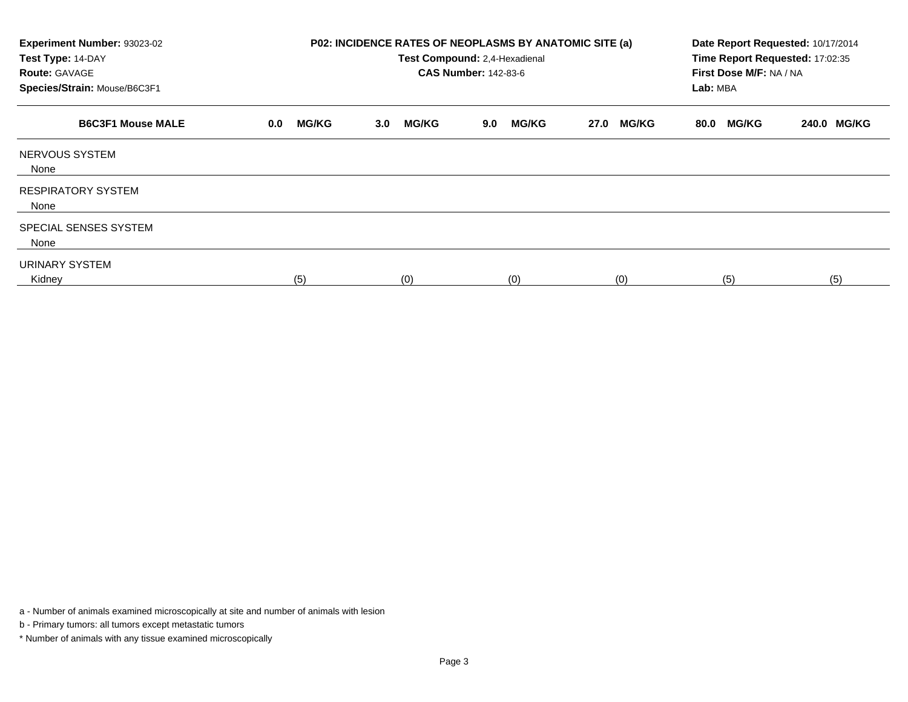**Experiment Number:** 93023-02
**Test Type:** 14-DAY
**Route:** GAVAGE
**Species/Strain:** Mouse/B6C3F1

**P02: INCIDENCE RATES OF NEOPLASMS BY ANATOMIC SITE (a)**
**Test Compound:** 2,4-Hexadienal
**CAS Number:** 142-83-6

**Date Report Requested:** 10/17/2014
**Time Report Requested:** 17:02:35
**First Dose M/F:** NA / NA
**Lab:** MBA

| B6C3F1 Mouse MALE | 0.0 MG/KG | 3.0 MG/KG | 9.0 MG/KG | 27.0 MG/KG | 80.0 MG/KG | 240.0 MG/KG |
|---|---|---|---|---|---|---|
| NERVOUS SYSTEM | | | | | | |
| None | | | | | | |
| RESPIRATORY SYSTEM | | | | | | |
| None | | | | | | |
| SPECIAL SENSES SYSTEM | | | | | | |
| None | | | | | | |
| URINARY SYSTEM | | | | | | |
| Kidney | (5) | (0) | (0) | (0) | (5) | (5) |

a - Number of animals examined microscopically at site and number of animals with lesion

b - Primary tumors: all tumors except metastatic tumors

* Number of animals with any tissue examined microscopically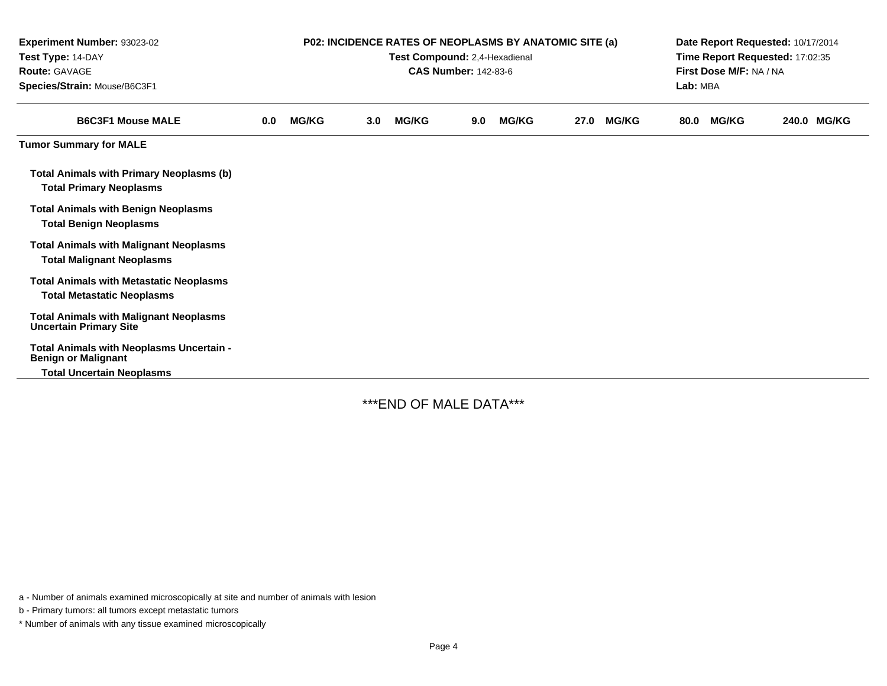**Experiment Number:** 93023-02
**Test Type:** 14-DAY
**Route:** GAVAGE
**Species/Strain:** Mouse/B6C3F1

**P02: INCIDENCE RATES OF NEOPLASMS BY ANATOMIC SITE (a)**
**Test Compound:** 2,4-Hexadienal
**CAS Number:** 142-83-6

**Date Report Requested:** 10/17/2014
**Time Report Requested:** 17:02:35
**First Dose M/F:** NA / NA
**Lab:** MBA

| B6C3F1 Mouse MALE | 0.0 MG/KG | 3.0 MG/KG | 9.0 MG/KG | 27.0 MG/KG | 80.0 MG/KG | 240.0 MG/KG |
|---|---|---|---|---|---|---|
| **Tumor Summary for MALE** | | | | | | |
| **Total Animals with Primary Neoplasms (b)** | | | | | | |
| **Total Primary Neoplasms** | | | | | | |
| **Total Animals with Benign Neoplasms** | | | | | | |
| **Total Benign Neoplasms** | | | | | | |
| **Total Animals with Malignant Neoplasms** | | | | | | |
| **Total Malignant Neoplasms** | | | | | | |
| **Total Animals with Metastatic Neoplasms** | | | | | | |
| **Total Metastatic Neoplasms** | | | | | | |
| **Total Animals with Malignant Neoplasms Uncertain Primary Site** | | | | | | |
| **Total Animals with Neoplasms Uncertain - Benign or Malignant** | | | | | | |
| **Total Uncertain Neoplasms** | | | | | | |

***END OF MALE DATA***

a - Number of animals examined microscopically at site and number of animals with lesion

b - Primary tumors: all tumors except metastatic tumors

* Number of animals with any tissue examined microscopically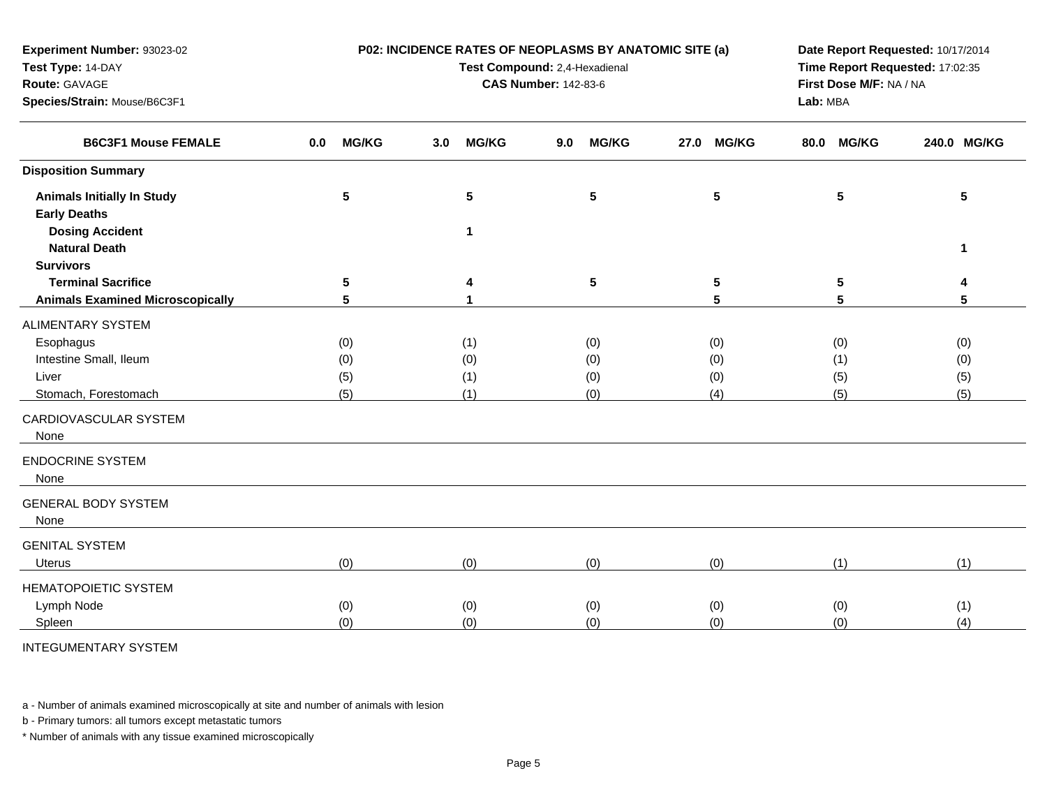**Experiment Number:** 93023-02
**Test Type:** 14-DAY
**Route:** GAVAGE
**Species/Strain:** Mouse/B6C3F1

**P02: INCIDENCE RATES OF NEOPLASMS BY ANATOMIC SITE (a)**
**Test Compound:** 2,4-Hexadienal
**CAS Number:** 142-83-6

**Date Report Requested:** 10/17/2014
**Time Report Requested:** 17:02:35
**First Dose M/F:** NA / NA
**Lab:** MBA

| B6C3F1 Mouse FEMALE | 0.0 MG/KG | 3.0 MG/KG | 9.0 MG/KG | 27.0 MG/KG | 80.0 MG/KG | 240.0 MG/KG |
|---|---|---|---|---|---|---|
| **Disposition Summary** | | | | | | |
| **Animals Initially In Study** | **5** | **5** | **5** | **5** | **5** | **5** |
| **Early Deaths** | | | | | | |
| **Dosing Accident** | | **1** | | | | |
| **Natural Death** | | | | | | **1** |
| **Survivors** | | | | | | |
| **Terminal Sacrifice** | **5** | **4** | **5** | **5** | **5** | **4** |
| **Animals Examined Microscopically** | **5** | **1** | | **5** | **5** | **5** |
| ALIMENTARY SYSTEM | | | | | | |
| Esophagus | (0) | (1) | (0) | (0) | (0) | (0) |
| Intestine Small, Ileum | (0) | (0) | (0) | (0) | (1) | (0) |
| Liver | (5) | (1) | (0) | (0) | (5) | (5) |
| Stomach, Forestomach | (5) | (1) | (0) | (4) | (5) | (5) |
| CARDIOVASCULAR SYSTEM | | | | | | |
| None | | | | | | |
| ENDOCRINE SYSTEM | | | | | | |
| None | | | | | | |
| GENERAL BODY SYSTEM | | | | | | |
| None | | | | | | |
| GENITAL SYSTEM | | | | | | |
| Uterus | (0) | (0) | (0) | (0) | (1) | (1) |
| HEMATOPOIETIC SYSTEM | | | | | | |
| Lymph Node | (0) | (0) | (0) | (0) | (0) | (1) |
| Spleen | (0) | (0) | (0) | (0) | (0) | (4) |
| INTEGUMENTARY SYSTEM | | | | | | |

a - Number of animals examined microscopically at site and number of animals with lesion

b - Primary tumors: all tumors except metastatic tumors

\* Number of animals with any tissue examined microscopically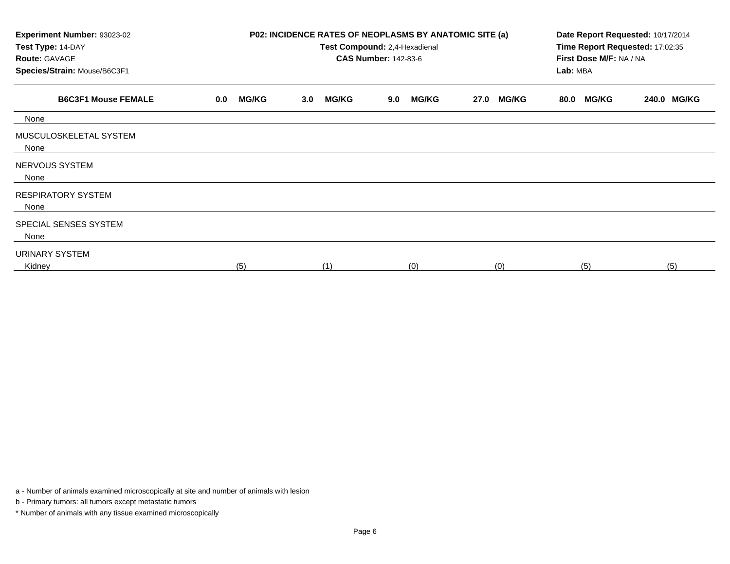**Experiment Number:** 93023-02
**Test Type:** 14-DAY
**Route:** GAVAGE
**Species/Strain:** Mouse/B6C3F1

**P02: INCIDENCE RATES OF NEOPLASMS BY ANATOMIC SITE (a)**
**Test Compound:** 2,4-Hexadienal
**CAS Number:** 142-83-6

**Date Report Requested:** 10/17/2014
**Time Report Requested:** 17:02:35
**First Dose M/F:** NA / NA
**Lab:** MBA

| B6C3F1 Mouse FEMALE | 0.0 MG/KG | 3.0 MG/KG | 9.0 MG/KG | 27.0 MG/KG | 80.0 MG/KG | 240.0 MG/KG |
|---|---|---|---|---|---|---|
| None | | | | | | |
| MUSCULOSKELETAL SYSTEM | | | | | | |
| None | | | | | | |
| NERVOUS SYSTEM | | | | | | |
| None | | | | | | |
| RESPIRATORY SYSTEM | | | | | | |
| None | | | | | | |
| SPECIAL SENSES SYSTEM | | | | | | |
| None | | | | | | |
| URINARY SYSTEM | | | | | | |
| Kidney | (5) | (1) | (0) | (0) | (5) | (5) |

a - Number of animals examined microscopically at site and number of animals with lesion

b - Primary tumors: all tumors except metastatic tumors

* Number of animals with any tissue examined microscopically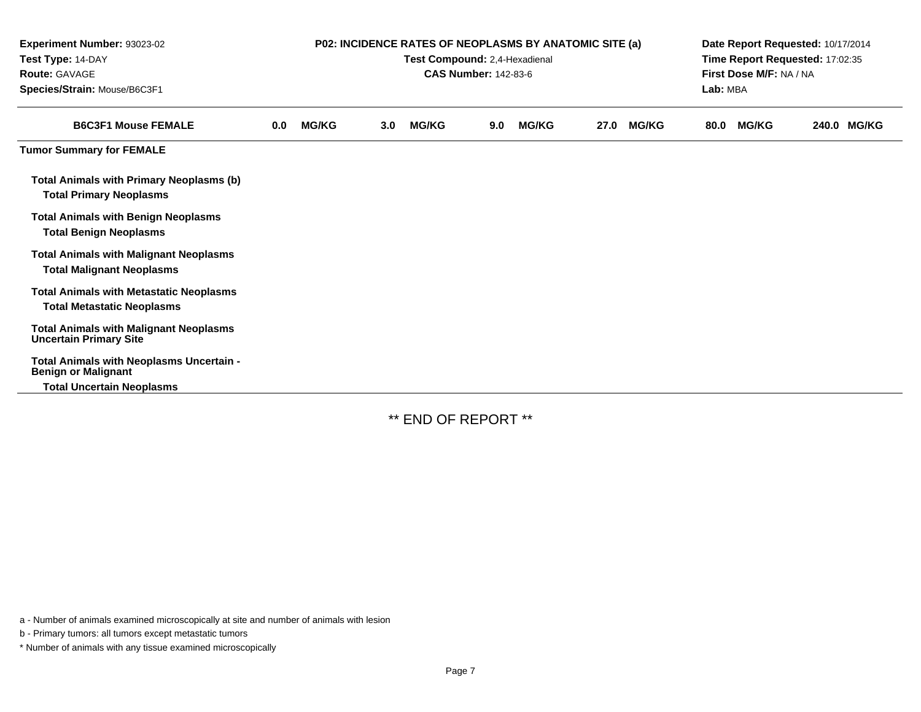**Experiment Number:** 93023-02
**Test Type:** 14-DAY
**Route:** GAVAGE
**Species/Strain:** Mouse/B6C3F1

**P02: INCIDENCE RATES OF NEOPLASMS BY ANATOMIC SITE (a)**
**Test Compound:** 2,4-Hexadienal
**CAS Number:** 142-83-6

**Date Report Requested:** 10/17/2014
**Time Report Requested:** 17:02:35
**First Dose M/F:** NA / NA
**Lab:** MBA

| B6C3F1 Mouse FEMALE | 0.0 MG/KG | 3.0 MG/KG | 9.0 MG/KG | 27.0 MG/KG | 80.0 MG/KG | 240.0 MG/KG |
|---|---|---|---|---|---|---|
| **Tumor Summary for FEMALE** | | | | | | |
| **Total Animals with Primary Neoplasms (b)** | | | | | | |
| **Total Primary Neoplasms** | | | | | | |
| **Total Animals with Benign Neoplasms** | | | | | | |
| **Total Benign Neoplasms** | | | | | | |
| **Total Animals with Malignant Neoplasms** | | | | | | |
| **Total Malignant Neoplasms** | | | | | | |
| **Total Animals with Metastatic Neoplasms** | | | | | | |
| **Total Metastatic Neoplasms** | | | | | | |
| **Total Animals with Malignant Neoplasms Uncertain Primary Site** | | | | | | |
| **Total Animals with Neoplasms Uncertain - Benign or Malignant** | | | | | | |
| **Total Uncertain Neoplasms** | | | | | | |

** END OF REPORT **

a - Number of animals examined microscopically at site and number of animals with lesion

b - Primary tumors: all tumors except metastatic tumors

* Number of animals with any tissue examined microscopically